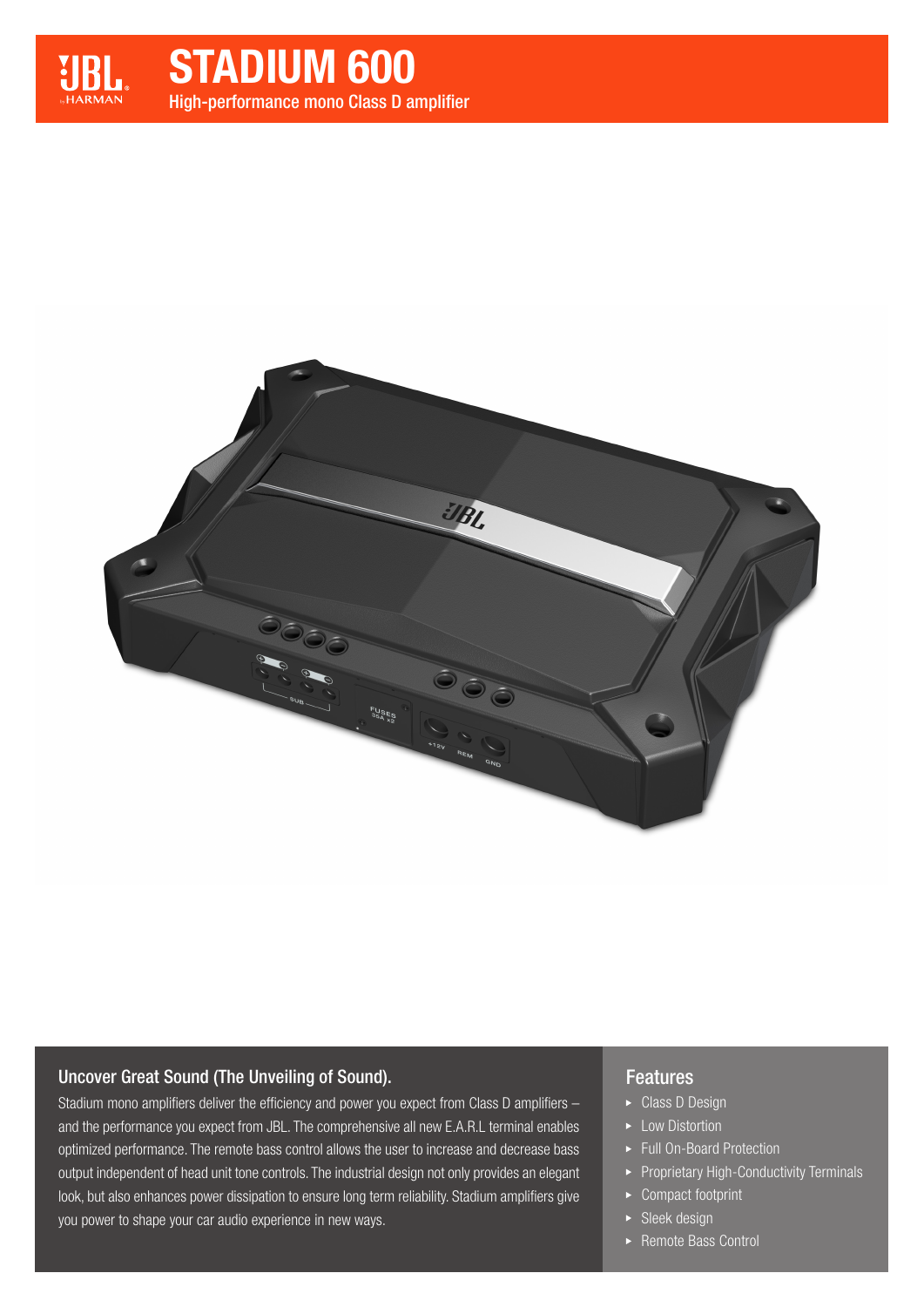# STADIUM 600

High-performance mono Class D amplifier

## Uncover Great Sound (The Unveiling of Sound).

Stadium mono amplifiers deliver the efficiency and power you expect from Class D amplifiers – and the performance you expect from JBL. The comprehensive all new E.A.R.L terminal enables optimized performance. The remote bass control allows the user to increase and decrease bass output independent of head unit tone controls. The industrial design not only provides an elegant look, but also enhances power dissipation to ensure long term reliability. Stadium amplifiers give you power to shape your car audio experience in new ways.

## Features

- Class D Design
- Low Distortion
- Full On-Board Protection
- Proprietary High-Conductivity Terminals
- Compact footprint
- Sleek design
- Remote Bass Control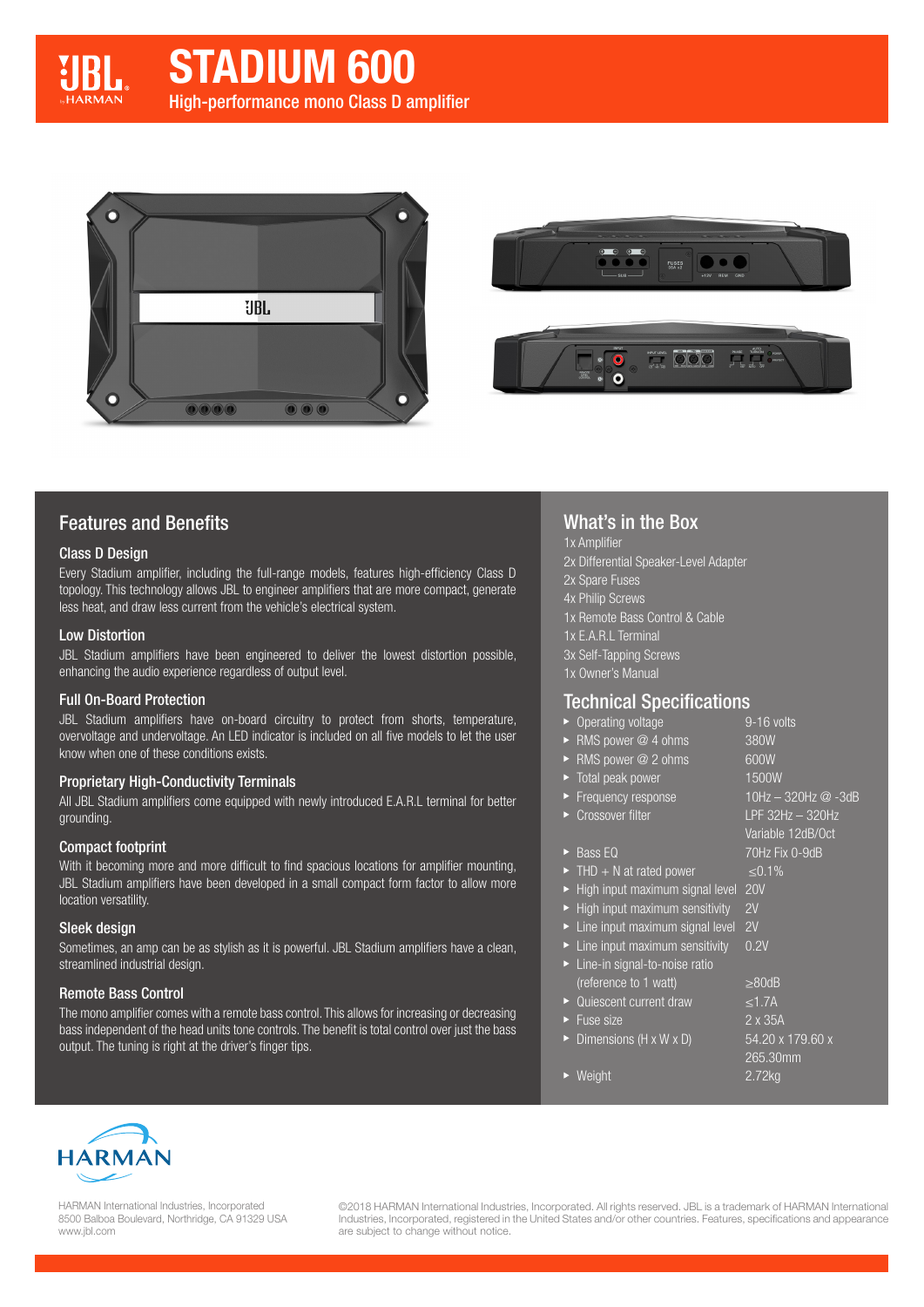# STADIUM 600

High-performance mono Class D amplifier

## Features and Benefits

### Class D Design

Every Stadium amplifier, including the full-range models, features high-efficiency Class D topology. This technology allows JBL to engineer amplifiers that are more compact, generate less heat, and draw less current from the vehicle's electrical system.

### Low Distortion

JBL Stadium amplifiers have been engineered to deliver the lowest distortion possible, enhancing the audio experience regardless of output level.

### Full On-Board Protection

JBL Stadium amplifiers have on-board circuitry to protect from shorts, temperature, overvoltage and undervoltage. An LED indicator is included on all five models to let the user know when one of these conditions exists.

### Proprietary High-Conductivity Terminals

All JBL Stadium amplifiers come equipped with newly introduced E.A.R.L terminal for better grounding.

### Compact footprint

With it becoming more and more difficult to find spacious locations for amplifier mounting, JBL Stadium amplifiers have been developed in a small compact form factor to allow more location versatility.

### Sleek design

Sometimes, an amp can be as stylish as it is powerful. JBL Stadium amplifiers have a clean, streamlined industrial design.

### Remote Bass Control

The mono amplifier comes with a remote bass control. This allows for increasing or decreasing bass independent of the head units tone controls. The benefit is total control over just the bass output. The tuning is right at the driver's finger tips.

## What's in the Box

1x Amplifier
2x Differential Speaker-Level Adapter
2x Spare Fuses
4x Philip Screws
1x Remote Bass Control & Cable
1x E.A.R.L Terminal
3x Self-Tapping Screws
1x Owner's Manual

## Technical Specifications

| | |
|---|---|
| Operating voltage | 9-16 volts |
| RMS power @ 4 ohms | 380W |
| RMS power @ 2 ohms | 600W |
| Total peak power | 1500W |
| Frequency response | 10Hz – 320Hz @ -3dB |
| Crossover filter | LPF 32Hz – 320Hz Variable 12dB/Oct |
| Bass EQ | 70Hz Fix 0-9dB |
| THD + N at rated power | ≤0.1% |
| High input maximum signal level | 20V |
| High input maximum sensitivity | 2V |
| Line input maximum signal level | 2V |
| Line input maximum sensitivity | 0.2V |
| Line-in signal-to-noise ratio (reference to 1 watt) | ≥80dB |
| Quiescent current draw | ≤1.7A |
| Fuse size | 2 x 35A |
| Dimensions (H x W x D) | 54.20 x 179.60 x 265.30mm |
| Weight | 2.72kg |

HARMAN International Industries, Incorporated
8500 Balboa Boulevard, Northridge, CA 91329 USA
www.jbl.com

©2018 HARMAN International Industries, Incorporated. All rights reserved. JBL is a trademark of HARMAN International Industries, Incorporated, registered in the United States and/or other countries. Features, specifications and appearance are subject to change without notice.